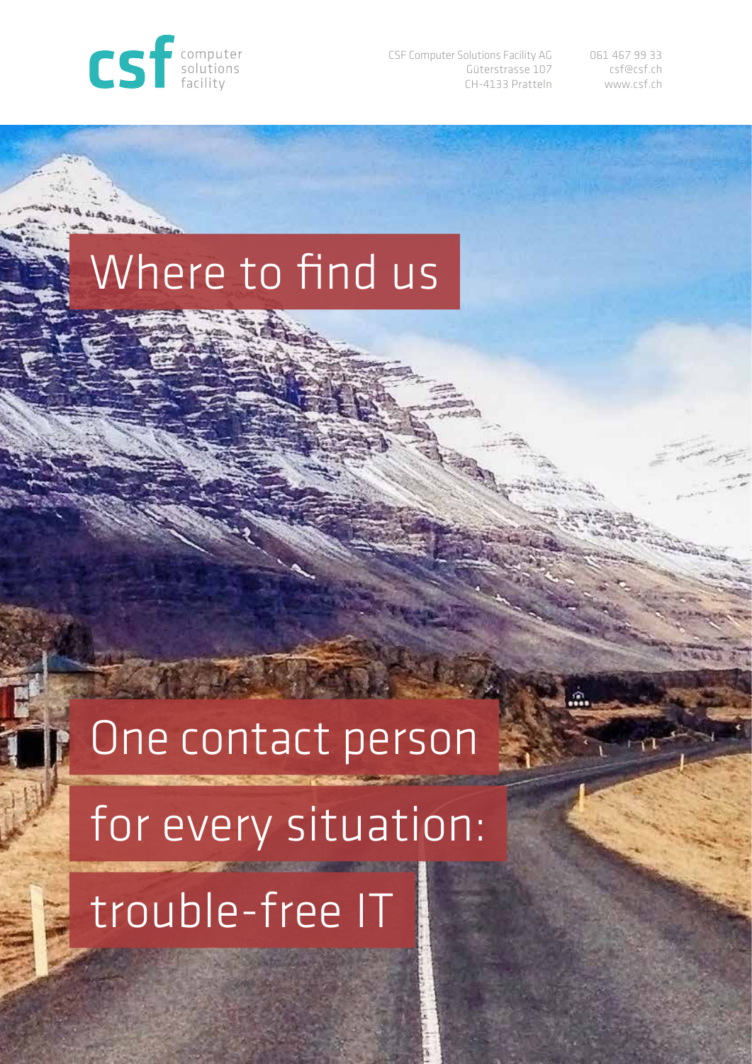csf computer solutions facility

CSF Computer Solutions Facility AG
Güterstrasse 107
CH-4133 Pratteln

061 467 99 33
csf@csf.ch
www.csf.ch

# Where to find us

# One contact person for every situation: trouble-free IT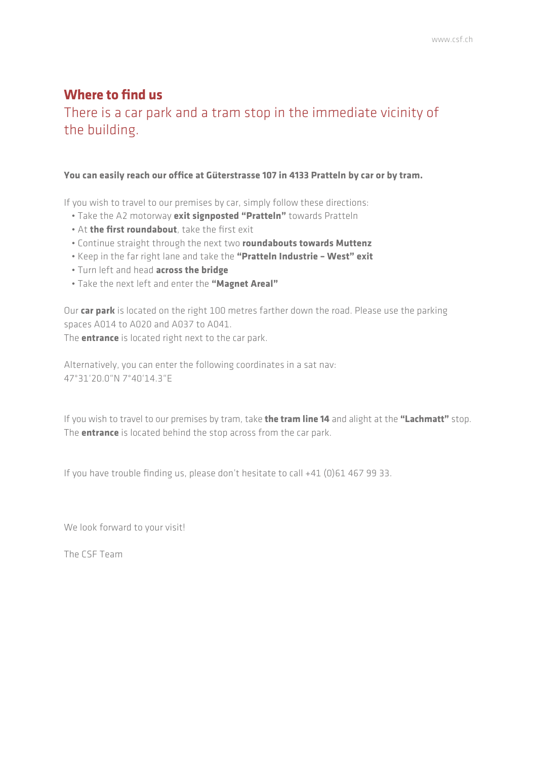## Where to find us

There is a car park and a tram stop in the immediate vicinity of the building.

**You can easily reach our office at Güterstrasse 107 in 4133 Pratteln by car or by tram.**

If you wish to travel to our premises by car, simply follow these directions:

- Take the A2 motorway **exit signposted "Pratteln"** towards Pratteln
- At **the first roundabout**, take the first exit
- Continue straight through the next two **roundabouts towards Muttenz**
- Keep in the far right lane and take the **"Pratteln Industrie – West" exit**
- Turn left and head **across the bridge**
- Take the next left and enter the **"Magnet Areal"**

Our **car park** is located on the right 100 metres farther down the road. Please use the parking spaces A014 to A020 and A037 to A041.
The **entrance** is located right next to the car park.

Alternatively, you can enter the following coordinates in a sat nav:
47°31'20.0"N 7°40'14.3"E

If you wish to travel to our premises by tram, take **the tram line 14** and alight at the **"Lachmatt"** stop.
The **entrance** is located behind the stop across from the car park.

If you have trouble finding us, please don't hesitate to call +41 (0)61 467 99 33.

We look forward to your visit!

The CSF Team